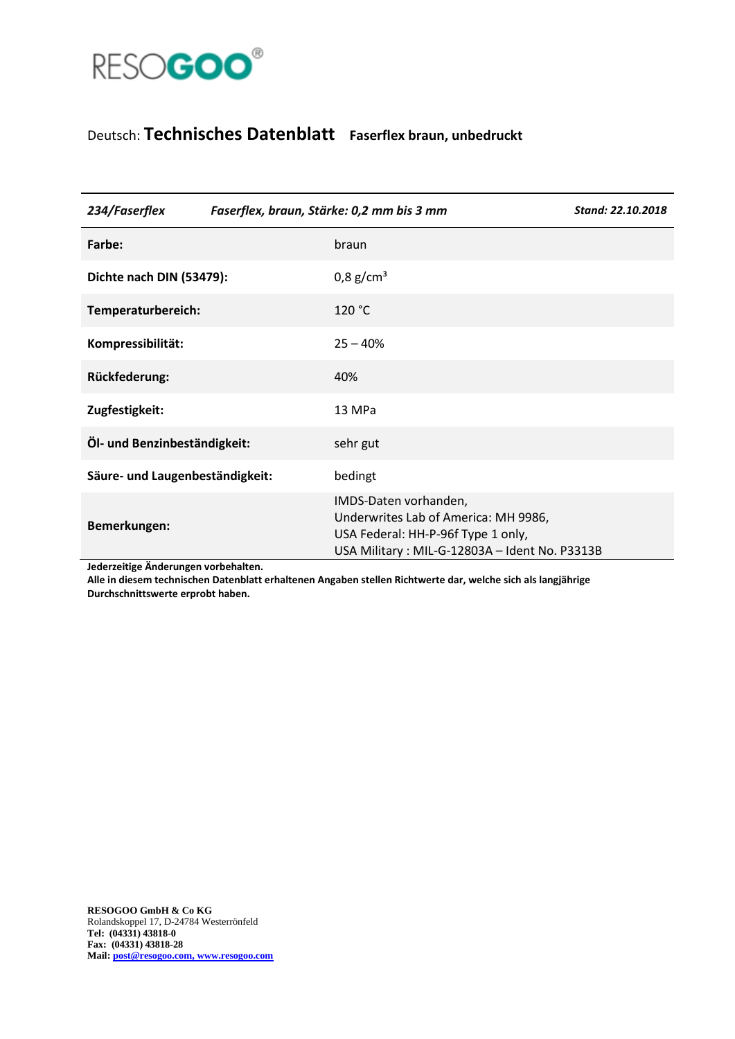RESOGOO®

Deutsch: **Technisches Datenblatt** **Faserflex braun, unbedruckt**

| *234/Faserflex* | *Faserflex, braun, Stärke: 0,2 mm bis 3 mm* | *Stand: 22.10.2018* |
|---|---|---|
| **Farbe:** | braun | |
| **Dichte nach DIN (53479):** | 0,8 g/cm³ | |
| **Temperaturbereich:** | 120 °C | |
| **Kompressibilität:** | 25 – 40% | |
| **Rückfederung:** | 40% | |
| **Zugfestigkeit:** | 13 MPa | |
| **Öl- und Benzinbeständigkeit:** | sehr gut | |
| **Säure- und Laugenbeständigkeit:** | bedingt | |
| **Bemerkungen:** | IMDS-Daten vorhanden,<br>Underwrites Lab of America: MH 9986,<br>USA Federal: HH-P-96f Type 1 only,<br>USA Military : MIL-G-12803A – Ident No. P3313B | |

**Jederzeitige Änderungen vorbehalten.**
**Alle in diesem technischen Datenblatt erhaltenen Angaben stellen Richtwerte dar, welche sich als langjährige Durchschnittswerte erprobt haben.**

**RESOGOO GmbH & Co KG**
Rolandskoppel 17, D-24784 Westerrönfeld
**Tel: (04331) 43818-0**
**Fax: (04331) 43818-28**
**Mail: post@resogoo.com, www.resogoo.com**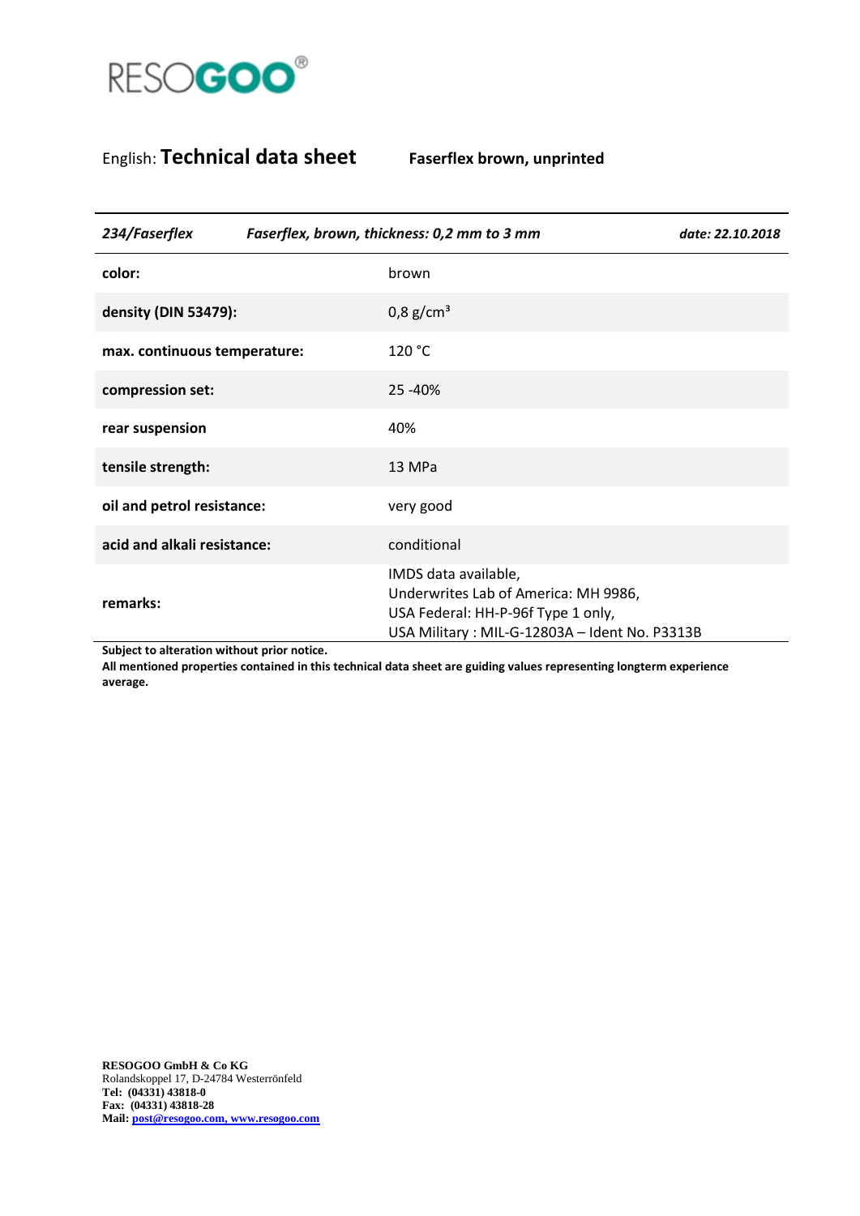RESOGOO®

English: **Technical data sheet** **Faserflex brown, unprinted**

| *234/Faserflex* | *Faserflex, brown, thickness: 0,2 mm to 3 mm* | *date: 22.10.2018* |
|---|---|---|
| **color:** | brown | |
| **density (DIN 53479):** | 0,8 g/cm³ | |
| **max. continuous temperature:** | 120 °C | |
| **compression set:** | 25 -40% | |
| **rear suspension** | 40% | |
| **tensile strength:** | 13 MPa | |
| **oil and petrol resistance:** | very good | |
| **acid and alkali resistance:** | conditional | |
| **remarks:** | IMDS data available,<br>Underwrites Lab of America: MH 9986,<br>USA Federal: HH-P-96f Type 1 only,<br>USA Military : MIL-G-12803A – Ident No. P3313B | |

**Subject to alteration without prior notice.**
**All mentioned properties contained in this technical data sheet are guiding values representing longterm experience average.**

**RESOGOO GmbH & Co KG**
Rolandskoppel 17, D-24784 Westerrönfeld
**Tel: (04331) 43818-0**
**Fax: (04331) 43818-28**
**Mail:** post@resogoo.com, www.resogoo.com